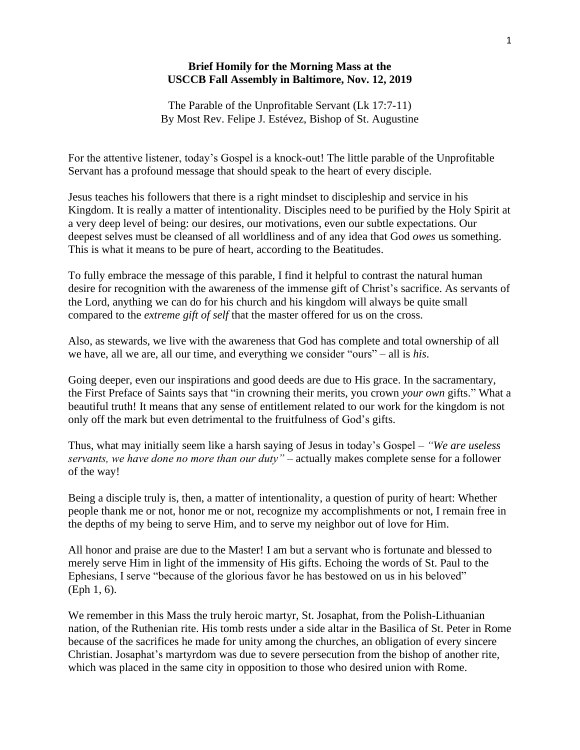**Brief Homily for the Morning Mass at the**
**USCCB Fall Assembly in Baltimore, Nov. 12, 2019**

The Parable of the Unprofitable Servant (Lk 17:7-11)
By Most Rev. Felipe J. Estévez, Bishop of St. Augustine

For the attentive listener, today's Gospel is a knock-out! The little parable of the Unprofitable Servant has a profound message that should speak to the heart of every disciple.

Jesus teaches his followers that there is a right mindset to discipleship and service in his Kingdom. It is really a matter of intentionality. Disciples need to be purified by the Holy Spirit at a very deep level of being: our desires, our motivations, even our subtle expectations. Our deepest selves must be cleansed of all worldliness and of any idea that God *owes* us something. This is what it means to be pure of heart, according to the Beatitudes.

To fully embrace the message of this parable, I find it helpful to contrast the natural human desire for recognition with the awareness of the immense gift of Christ's sacrifice. As servants of the Lord, anything we can do for his church and his kingdom will always be quite small compared to the *extreme gift of self* that the master offered for us on the cross.

Also, as stewards, we live with the awareness that God has complete and total ownership of all we have, all we are, all our time, and everything we consider "ours" – all is *his*.

Going deeper, even our inspirations and good deeds are due to His grace. In the sacramentary, the First Preface of Saints says that "in crowning their merits, you crown *your own* gifts." What a beautiful truth! It means that any sense of entitlement related to our work for the kingdom is not only off the mark but even detrimental to the fruitfulness of God's gifts.

Thus, what may initially seem like a harsh saying of Jesus in today's Gospel – *"We are useless servants, we have done no more than our duty"* – actually makes complete sense for a follower of the way!

Being a disciple truly is, then, a matter of intentionality, a question of purity of heart: Whether people thank me or not, honor me or not, recognize my accomplishments or not, I remain free in the depths of my being to serve Him, and to serve my neighbor out of love for Him.

All honor and praise are due to the Master! I am but a servant who is fortunate and blessed to merely serve Him in light of the immensity of His gifts. Echoing the words of St. Paul to the Ephesians, I serve "because of the glorious favor he has bestowed on us in his beloved" (Eph 1, 6).

We remember in this Mass the truly heroic martyr, St. Josaphat, from the Polish-Lithuanian nation, of the Ruthenian rite. His tomb rests under a side altar in the Basilica of St. Peter in Rome because of the sacrifices he made for unity among the churches, an obligation of every sincere Christian. Josaphat's martyrdom was due to severe persecution from the bishop of another rite, which was placed in the same city in opposition to those who desired union with Rome.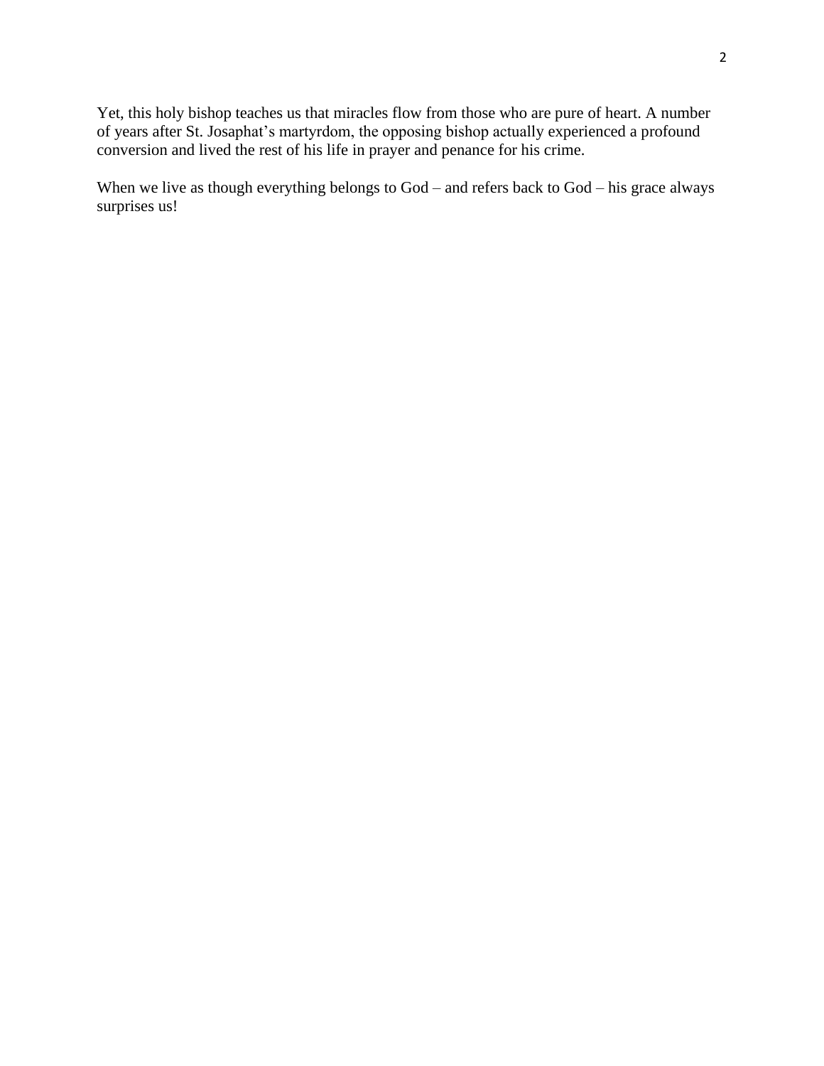Yet, this holy bishop teaches us that miracles flow from those who are pure of heart. A number of years after St. Josaphat's martyrdom, the opposing bishop actually experienced a profound conversion and lived the rest of his life in prayer and penance for his crime.

When we live as though everything belongs to God – and refers back to God – his grace always surprises us!